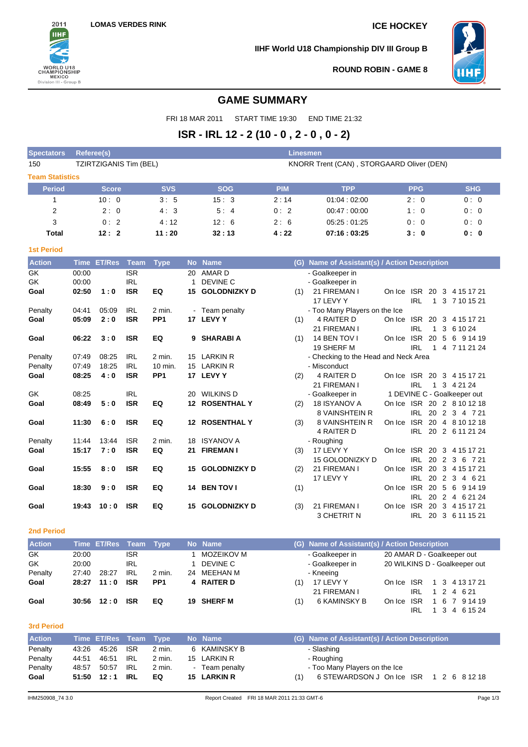LOMAS VERDES RINK

ICE HOCKEY

IIHF World U18 Championship DIV III Group B

ROUND ROBIN - GAME 8

# GAME SUMMARY

FRI 18 MAR 2011 START TIME 19:30 END TIME 21:32

## ISR - IRL 12 - 2 (10 - 0 , 2 - 0 , 0 - 2)

| Spectators | Referee(s) | Linesmen |
|---|---|---|
| 150 | TZIRTZIGANIS Tim (BEL) | KNORR Trent (CAN) , STORGAARD Oliver (DEN) |

### Team Statistics

| Period | Score | SVS | SOG | PIM | TPP | PPG | SHG |
|---|---|---|---|---|---|---|---|
| 1 | 10 : 0 | 3 : 5 | 15 : 3 | 2 : 14 | 01:04 : 02:00 | 2 : 0 | 0 : 0 |
| 2 | 2 : 0 | 4 : 3 | 5 : 4 | 0 : 2 | 00:47 : 00:00 | 1 : 0 | 0 : 0 |
| 3 | 0 : 2 | 4 : 12 | 12 : 6 | 2 : 6 | 05:25 : 01:25 | 0 : 0 | 0 : 0 |
| **Total** | **12 : 2** | **11 : 20** | **32 : 13** | **4 : 22** | **07:16 : 03:25** | **3 : 0** | **0 : 0** |

### 1st Period

| Action | Time | ET/Res | Team | Type | No | Name | (G) | Name of Assistant(s) / Action Description | | |
|---|---|---|---|---|---|---|---|---|---|---|
| GK | 00:00 | | ISR | | 20 | AMAR D | | - Goalkeeper in | | |
| GK | 00:00 | | IRL | | 1 | DEVINE C | | - Goalkeeper in | | |
| **Goal** | **02:50** | **1 : 0** | **ISR** | **EQ** | **15** | **GOLODNIZKY D** | (1) | 21 FIREMAN I<br>17 LEVY Y | On Ice ISR<br>IRL | 20 3 4 15 17 21<br>1 3 7 10 15 21 |
| Penalty | 04:41 | 05:09 | IRL | 2 min. | - | Team penalty | | - Too Many Players on the Ice | | |
| **Goal** | **05:09** | **2 : 0** | **ISR** | **PP1** | **17** | **LEVY Y** | (1) | 4 RAITER D<br>21 FIREMAN I | On Ice ISR<br>IRL | 20 3 4 15 17 21<br>1 3 6 10 24 |
| **Goal** | **06:22** | **3 : 0** | **ISR** | **EQ** | **9** | **SHARABI A** | (1) | 14 BEN TOV I<br>19 SHERF M | On Ice ISR<br>IRL | 20 5 6 9 14 19<br>1 4 7 11 21 24 |
| Penalty | 07:49 | 08:25 | IRL | 2 min. | 15 | LARKIN R | | - Checking to the Head and Neck Area | | |
| Penalty | 07:49 | 18:25 | IRL | 10 min. | 15 | LARKIN R | | - Misconduct | | |
| **Goal** | **08:25** | **4 : 0** | **ISR** | **PP1** | **17** | **LEVY Y** | (2) | 4 RAITER D<br>21 FIREMAN I | On Ice ISR<br>IRL | 20 3 4 15 17 21<br>1 3 4 21 24 |
| GK | 08:25 | | IRL | | 20 | WILKINS D | | - Goalkeeper in | 1 DEVINE C - Goalkeeper out | |
| **Goal** | **08:49** | **5 : 0** | **ISR** | **EQ** | **12** | **ROSENTHAL Y** | (2) | 18 ISYANOV A<br>8 VAINSHTEIN R | On Ice ISR<br>IRL | 20 2 8 10 12 18<br>20 2 3 4 7 21 |
| **Goal** | **11:30** | **6 : 0** | **ISR** | **EQ** | **12** | **ROSENTHAL Y** | (3) | 8 VAINSHTEIN R<br>4 RAITER D | On Ice ISR<br>IRL | 20 4 8 10 12 18<br>20 2 6 11 21 24 |
| Penalty | 11:44 | 13:44 | ISR | 2 min. | 18 | ISYANOV A | | - Roughing | | |
| **Goal** | **15:17** | **7 : 0** | **ISR** | **EQ** | **21** | **FIREMAN I** | (3) | 17 LEVY Y<br>15 GOLODNIZKY D | On Ice ISR<br>IRL | 20 3 4 15 17 21<br>20 2 3 6 7 21 |
| **Goal** | **15:55** | **8 : 0** | **ISR** | **EQ** | **15** | **GOLODNIZKY D** | (2) | 21 FIREMAN I<br>17 LEVY Y | On Ice ISR<br>IRL | 20 3 4 15 17 21<br>20 2 3 4 6 21 |
| **Goal** | **18:30** | **9 : 0** | **ISR** | **EQ** | **14** | **BEN TOV I** | (1) | | On Ice ISR<br>IRL | 20 5 6 9 14 19<br>20 2 4 6 21 24 |
| **Goal** | **19:43** | **10 : 0** | **ISR** | **EQ** | **15** | **GOLODNIZKY D** | (3) | 21 FIREMAN I<br>3 CHETRIT N | On Ice ISR<br>IRL | 20 3 4 15 17 21<br>20 3 6 11 15 21 |

### 2nd Period

| Action | Time | ET/Res | Team | Type | No | Name | (G) | Name of Assistant(s) / Action Description | | |
|---|---|---|---|---|---|---|---|---|---|---|
| GK | 20:00 | | ISR | | 1 | MOZEIKOV M | | - Goalkeeper in | 20 AMAR D - Goalkeeper out | |
| GK | 20:00 | | IRL | | 1 | DEVINE C | | - Goalkeeper in | 20 WILKINS D - Goalkeeper out | |
| Penalty | 27:40 | 28:27 | IRL | 2 min. | 24 | MEEHAN M | | - Kneeing | | |
| **Goal** | **28:27** | **11 : 0** | **ISR** | **PP1** | **4** | **RAITER D** | (1) | 17 LEVY Y<br>21 FIREMAN I | On Ice ISR<br>IRL | 1 3 4 13 17 21<br>1 2 4 6 21 |
| **Goal** | **30:56** | **12 : 0** | **ISR** | **EQ** | **19** | **SHERF M** | (1) | 6 KAMINSKY B | On Ice ISR<br>IRL | 1 6 7 9 14 19<br>1 3 4 6 15 24 |

### 3rd Period

| Action | Time | ET/Res | Team | Type | No | Name | (G) | Name of Assistant(s) / Action Description | | |
|---|---|---|---|---|---|---|---|---|---|---|
| Penalty | 43:26 | 45:26 | ISR | 2 min. | 6 | KAMINSKY B | | - Slashing | | |
| Penalty | 44:51 | 46:51 | IRL | 2 min. | 15 | LARKIN R | | - Roughing | | |
| Penalty | 48:57 | 50:57 | IRL | 2 min. | - | Team penalty | | - Too Many Players on the Ice | | |
| **Goal** | **51:50** | **12 : 1** | **IRL** | **EQ** | **15** | **LARKIN R** | (1) | 6 STEWARDSON J | On Ice ISR | 1 2 6 8 12 18 |

IHM250908_74 3.0 Report Created FRI 18 MAR 2011 21:33 GMT-6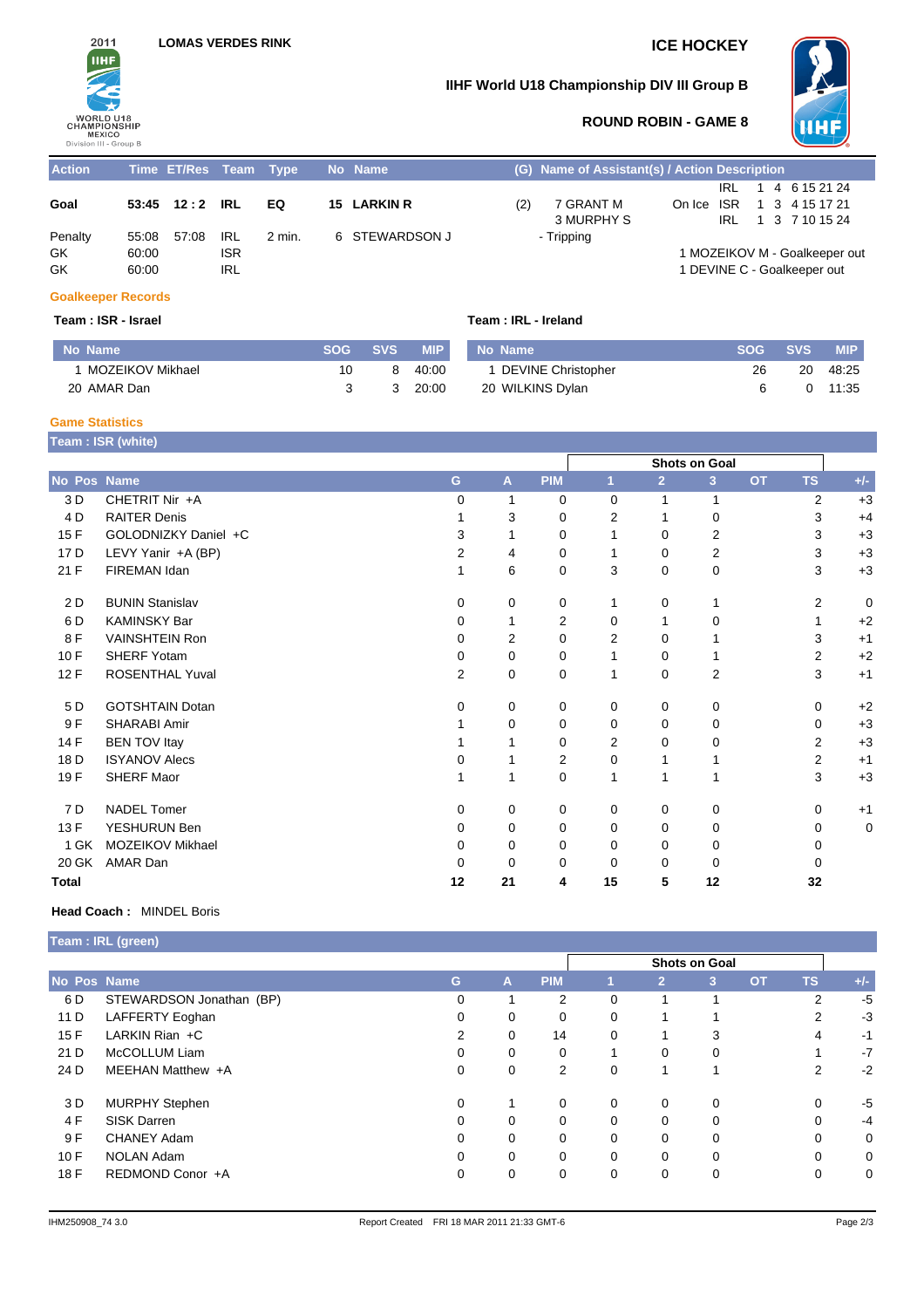# ICE HOCKEY

## IIHF World U18 Championship DIV III Group B

### ROUND ROBIN - GAME 8

LOMAS VERDES RINK

| Action | Time | ET/Res | Team | Type | No | Name | (G) | Name of Assistant(s) / Action Description | | | | |
|---|---|---|---|---|---|---|---|---|---|---|---|---|
| Goal | 53:45 | 12 : 2 | IRL | EQ | 15 | LARKIN R | (2) | 7 GRANT M<br>3 MURPHY S | On Ice | IRL<br>ISR<br>IRL | 1 4<br>1 3<br>1 3 | 6 15 21 24<br>4 15 17 21<br>7 10 15 24 |
| Penalty | 55:08 | 57:08 | IRL | 2 min. | 6 | STEWARDSON J | | - Tripping | | | | |
| GK | 60:00 | | ISR | | | | | 1 MOZEIKOV M - Goalkeeper out | | | | |
| GK | 60:00 | | IRL | | | | | 1 DEVINE C - Goalkeeper out | | | | |

### Goalkeeper Records

**Team : ISR - Israel**

| No | Name | SOG | SVS | MIP |
|---|---|---|---|---|
| 1 | MOZEIKOV Mikhael | 10 | 8 | 40:00 |
| 20 | AMAR Dan | 3 | 3 | 20:00 |

**Team : IRL - Ireland**

| No | Name | SOG | SVS | MIP |
|---|---|---|---|---|
| 1 | DEVINE Christopher | 26 | 20 | 48:25 |
| 20 | WILKINS Dylan | 6 | 0 | 11:35 |

### Game Statistics

**Team : ISR (white)**

| No | Pos | Name | G | A | PIM | Shots on Goal 1 | 2 | 3 | OT | TS | +/- |
|---|---|---|---|---|---|---|---|---|---|---|---|
| 3 | D | CHETRIT Nir +A | 0 | 1 | 0 | 0 | 1 | 1 | | 2 | +3 |
| 4 | D | RAITER Denis | 1 | 3 | 0 | 2 | 1 | 0 | | 3 | +4 |
| 15 | F | GOLODNIZKY Daniel +C | 3 | 1 | 0 | 1 | 0 | 2 | | 3 | +3 |
| 17 | D | LEVY Yanir +A (BP) | 2 | 4 | 0 | 1 | 0 | 2 | | 3 | +3 |
| 21 | F | FIREMAN Idan | 1 | 6 | 0 | 3 | 0 | 0 | | 3 | +3 |
| 2 | D | BUNIN Stanislav | 0 | 0 | 0 | 1 | 0 | 1 | | 2 | 0 |
| 6 | D | KAMINSKY Bar | 0 | 1 | 2 | 0 | 1 | 0 | | 1 | +2 |
| 8 | F | VAINSHTEIN Ron | 0 | 2 | 0 | 2 | 0 | 1 | | 3 | +1 |
| 10 | F | SHERF Yotam | 0 | 0 | 0 | 1 | 0 | 1 | | 2 | +2 |
| 12 | F | ROSENTHAL Yuval | 2 | 0 | 0 | 1 | 0 | 2 | | 3 | +1 |
| 5 | D | GOTSHTAIN Dotan | 0 | 0 | 0 | 0 | 0 | 0 | | 0 | +2 |
| 9 | F | SHARABI Amir | 1 | 0 | 0 | 0 | 0 | 0 | | 0 | +3 |
| 14 | F | BEN TOV Itay | 1 | 1 | 0 | 2 | 0 | 0 | | 2 | +3 |
| 18 | D | ISYANOV Alecs | 0 | 1 | 2 | 0 | 1 | 1 | | 2 | +1 |
| 19 | F | SHERF Maor | 1 | 1 | 0 | 1 | 1 | 1 | | 3 | +3 |
| 7 | D | NADEL Tomer | 0 | 0 | 0 | 0 | 0 | 0 | | 0 | +1 |
| 13 | F | YESHURUN Ben | 0 | 0 | 0 | 0 | 0 | 0 | | 0 | 0 |
| 1 | GK | MOZEIKOV Mikhael | 0 | 0 | 0 | 0 | 0 | 0 | | 0 | |
| 20 | GK | AMAR Dan | 0 | 0 | 0 | 0 | 0 | 0 | | 0 | |
| **Total** | | | **12** | **21** | **4** | **15** | **5** | **12** | | **32** | |

**Head Coach :** MINDEL Boris

**Team : IRL (green)**

| No | Pos | Name | G | A | PIM | Shots on Goal 1 | 2 | 3 | OT | TS | +/- |
|---|---|---|---|---|---|---|---|---|---|---|---|
| 6 | D | STEWARDSON Jonathan (BP) | 0 | 1 | 2 | 0 | 1 | 1 | | 2 | -5 |
| 11 | D | LAFFERTY Eoghan | 0 | 0 | 0 | 0 | 1 | 1 | | 2 | -3 |
| 15 | F | LARKIN Rian +C | 2 | 0 | 14 | 0 | 1 | 3 | | 4 | -1 |
| 21 | D | McCOLLUM Liam | 0 | 0 | 0 | 1 | 0 | 0 | | 1 | -7 |
| 24 | D | MEEHAN Matthew +A | 0 | 0 | 2 | 0 | 1 | 1 | | 2 | -2 |
| 3 | D | MURPHY Stephen | 0 | 1 | 0 | 0 | 0 | 0 | | 0 | -5 |
| 4 | F | SISK Darren | 0 | 0 | 0 | 0 | 0 | 0 | | 0 | -4 |
| 9 | F | CHANEY Adam | 0 | 0 | 0 | 0 | 0 | 0 | | 0 | 0 |
| 10 | F | NOLAN Adam | 0 | 0 | 0 | 0 | 0 | 0 | | 0 | 0 |
| 18 | F | REDMOND Conor +A | 0 | 0 | 0 | 0 | 0 | 0 | | 0 | 0 |

IHM250908_74 3.0 Report Created FRI 18 MAR 2011 21:33 GMT-6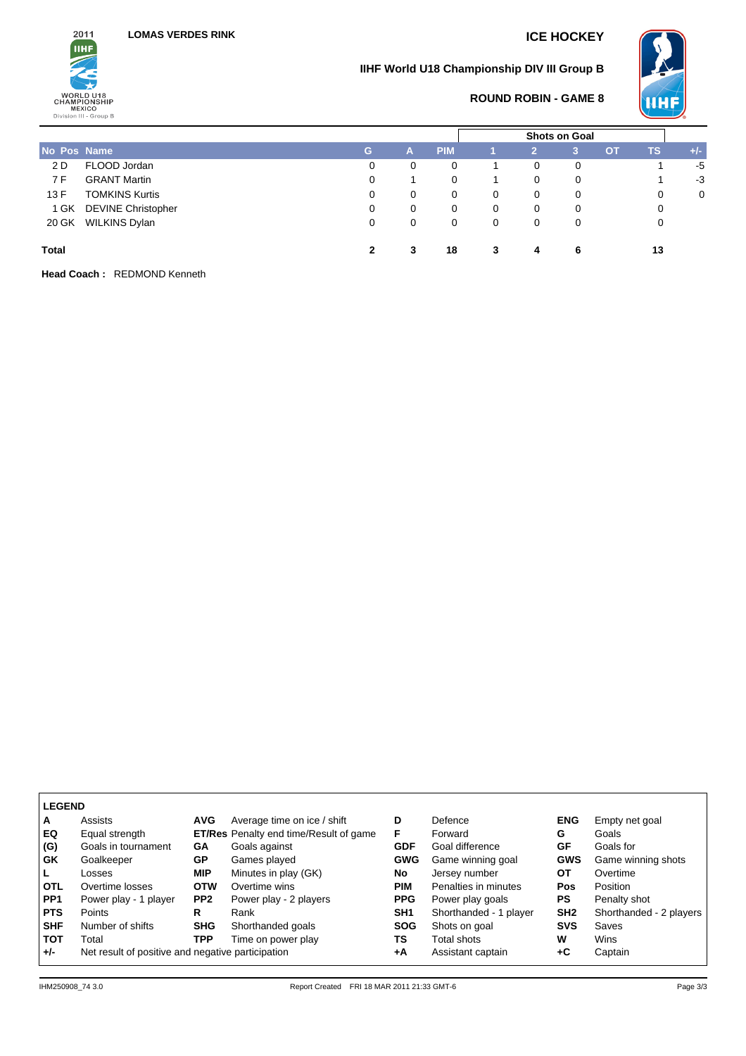**LOMAS VERDES RINK**

**ICE HOCKEY**

**IIHF World U18 Championship DIV III Group B**

**ROUND ROBIN - GAME 8**

| No | Pos | Name | G | A | PIM | Shots on Goal 1 | 2 | 3 | OT | TS | +/- |
|---|---|---|---|---|---|---|---|---|---|---|---|
| 2 | D | FLOOD Jordan | 0 | 0 | 0 | 1 | 0 | 0 | | 1 | -5 |
| 7 | F | GRANT Martin | 0 | 1 | 0 | 1 | 0 | 0 | | 1 | -3 |
| 13 | F | TOMKINS Kurtis | 0 | 0 | 0 | 0 | 0 | 0 | | 0 | 0 |
| 1 | GK | DEVINE Christopher | 0 | 0 | 0 | 0 | 0 | 0 | | 0 | |
| 20 | GK | WILKINS Dylan | 0 | 0 | 0 | 0 | 0 | 0 | | 0 | |
| **Total** | | | **2** | **3** | **18** | **3** | **4** | **6** | | **13** | |

**Head Coach :** REDMOND Kenneth

**LEGEND**

| | | | | | | | |
|---|---|---|---|---|---|---|---|
| **A** | Assists | **AVG** | Average time on ice / shift | **D** | Defence | **ENG** | Empty net goal |
| **EQ** | Equal strength | **ET/Res** | Penalty end time/Result of game | **F** | Forward | **G** | Goals |
| **(G)** | Goals in tournament | **GA** | Goals against | **GDF** | Goal difference | **GF** | Goals for |
| **GK** | Goalkeeper | **GP** | Games played | **GWG** | Game winning goal | **GWS** | Game winning shots |
| **L** | Losses | **MIP** | Minutes in play (GK) | **No** | Jersey number | **OT** | Overtime |
| **OTL** | Overtime losses | **OTW** | Overtime wins | **PIM** | Penalties in minutes | **Pos** | Position |
| **PP1** | Power play - 1 player | **PP2** | Power play - 2 players | **PPG** | Power play goals | **PS** | Penalty shot |
| **PTS** | Points | **R** | Rank | **SH1** | Shorthanded - 1 player | **SH2** | Shorthanded - 2 players |
| **SHF** | Number of shifts | **SHG** | Shorthanded goals | **SOG** | Shots on goal | **SVS** | Saves |
| **TOT** | Total | **TPP** | Time on power play | **TS** | Total shots | **W** | Wins |
| **+/-** | Net result of positive and negative participation | | | **+A** | Assistant captain | **+C** | Captain |

IHM250908_74 3.0 Report Created FRI 18 MAR 2011 21:33 GMT-6